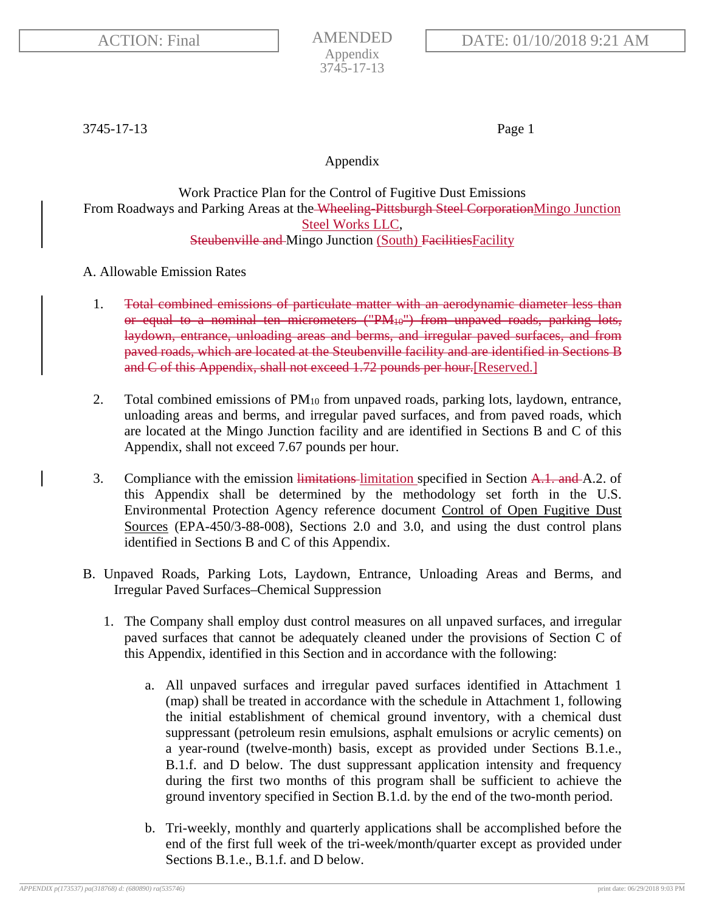# Appendix

Work Practice Plan for the Control of Fugitive Dust Emissions
From Roadways and Parking Areas at the ~~Wheeling-Pittsburgh Steel Corporation~~Mingo Junction Steel Works LLC,
~~Steubenville and~~ Mingo Junction (South) ~~Facilities~~Facility

## A. Allowable Emission Rates

1. ~~Total combined emissions of particulate matter with an aerodynamic diameter less than or equal to a nominal ten micrometers ("$PM_{10}$") from unpaved roads, parking lots, laydown, entrance, unloading areas and berms, and irregular paved surfaces, and from paved roads, which are located at the Steubenville facility and are identified in Sections B and C of this Appendix, shall not exceed 1.72 pounds per hour.~~[Reserved.]

2. Total combined emissions of $PM_{10}$ from unpaved roads, parking lots, laydown, entrance, unloading areas and berms, and irregular paved surfaces, and from paved roads, which are located at the Mingo Junction facility and are identified in Sections B and C of this Appendix, shall not exceed 7.67 pounds per hour.

3. Compliance with the emission ~~limitations~~ limitation specified in Section ~~A.1. and~~ A.2. of this Appendix shall be determined by the methodology set forth in the U.S. Environmental Protection Agency reference document Control of Open Fugitive Dust Sources (EPA-450/3-88-008), Sections 2.0 and 3.0, and using the dust control plans identified in Sections B and C of this Appendix.

## B. Unpaved Roads, Parking Lots, Laydown, Entrance, Unloading Areas and Berms, and Irregular Paved Surfaces–Chemical Suppression

1. The Company shall employ dust control measures on all unpaved surfaces, and irregular paved surfaces that cannot be adequately cleaned under the provisions of Section C of this Appendix, identified in this Section and in accordance with the following:

   a. All unpaved surfaces and irregular paved surfaces identified in Attachment 1 (map) shall be treated in accordance with the schedule in Attachment 1, following the initial establishment of chemical ground inventory, with a chemical dust suppressant (petroleum resin emulsions, asphalt emulsions or acrylic cements) on a year-round (twelve-month) basis, except as provided under Sections B.1.e., B.1.f. and D below. The dust suppressant application intensity and frequency during the first two months of this program shall be sufficient to achieve the ground inventory specified in Section B.1.d. by the end of the two-month period.

   b. Tri-weekly, monthly and quarterly applications shall be accomplished before the end of the first full week of the tri-week/month/quarter except as provided under Sections B.1.e., B.1.f. and D below.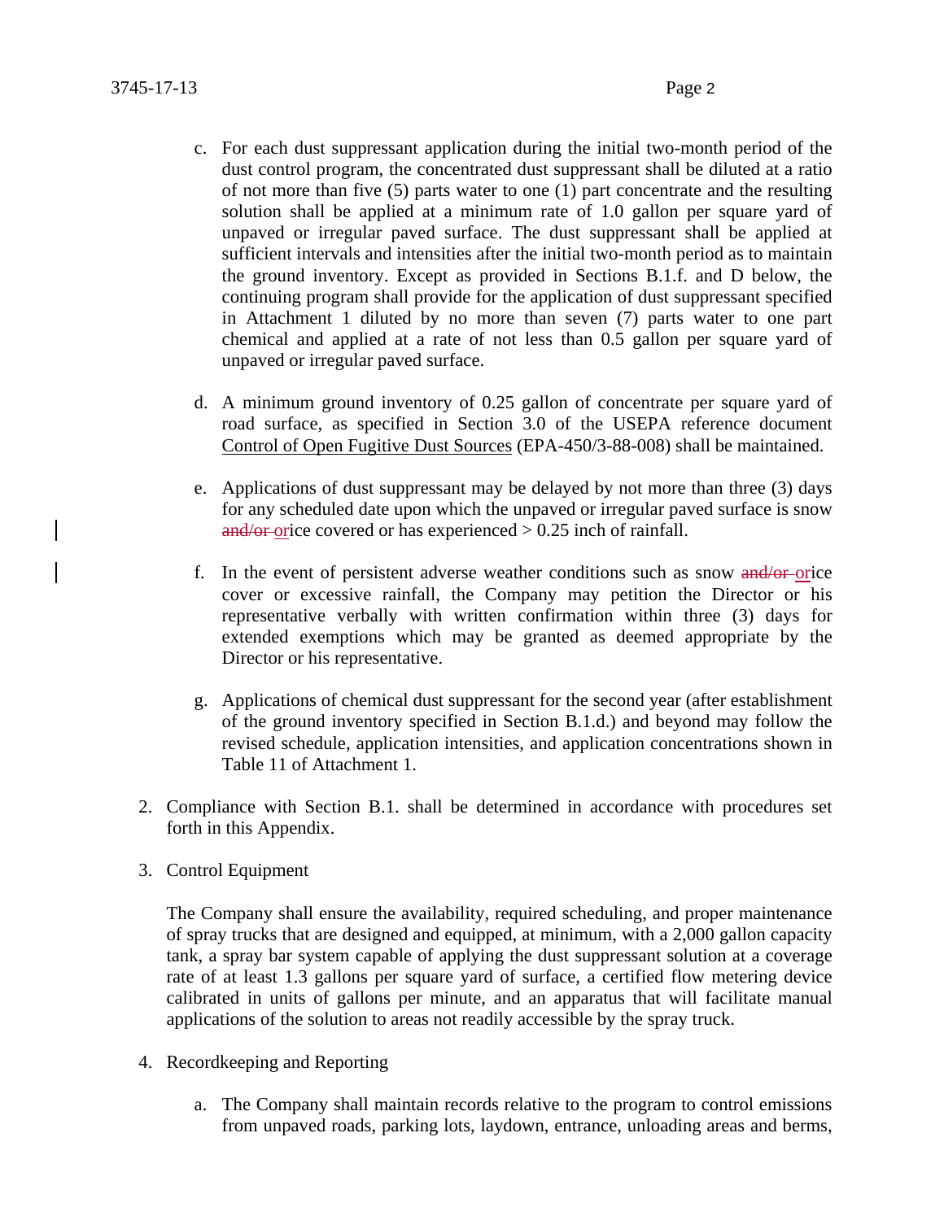c. For each dust suppressant application during the initial two-month period of the dust control program, the concentrated dust suppressant shall be diluted at a ratio of not more than five (5) parts water to one (1) part concentrate and the resulting solution shall be applied at a minimum rate of 1.0 gallon per square yard of unpaved or irregular paved surface. The dust suppressant shall be applied at sufficient intervals and intensities after the initial two-month period as to maintain the ground inventory. Except as provided in Sections B.1.f. and D below, the continuing program shall provide for the application of dust suppressant specified in Attachment 1 diluted by no more than seven (7) parts water to one part chemical and applied at a rate of not less than 0.5 gallon per square yard of unpaved or irregular paved surface.

d. A minimum ground inventory of 0.25 gallon of concentrate per square yard of road surface, as specified in Section 3.0 of the USEPA reference document Control of Open Fugitive Dust Sources (EPA-450/3-88-008) shall be maintained.

e. Applications of dust suppressant may be delayed by not more than three (3) days for any scheduled date upon which the unpaved or irregular paved surface is snow ~~and/or~~ or ice covered or has experienced > 0.25 inch of rainfall.

f. In the event of persistent adverse weather conditions such as snow ~~and/or~~ or ice cover or excessive rainfall, the Company may petition the Director or his representative verbally with written confirmation within three (3) days for extended exemptions which may be granted as deemed appropriate by the Director or his representative.

g. Applications of chemical dust suppressant for the second year (after establishment of the ground inventory specified in Section B.1.d.) and beyond may follow the revised schedule, application intensities, and application concentrations shown in Table 11 of Attachment 1.

2. Compliance with Section B.1. shall be determined in accordance with procedures set forth in this Appendix.

3. Control Equipment

   The Company shall ensure the availability, required scheduling, and proper maintenance of spray trucks that are designed and equipped, at minimum, with a 2,000 gallon capacity tank, a spray bar system capable of applying the dust suppressant solution at a coverage rate of at least 1.3 gallons per square yard of surface, a certified flow metering device calibrated in units of gallons per minute, and an apparatus that will facilitate manual applications of the solution to areas not readily accessible by the spray truck.

4. Recordkeeping and Reporting

   a. The Company shall maintain records relative to the program to control emissions from unpaved roads, parking lots, laydown, entrance, unloading areas and berms,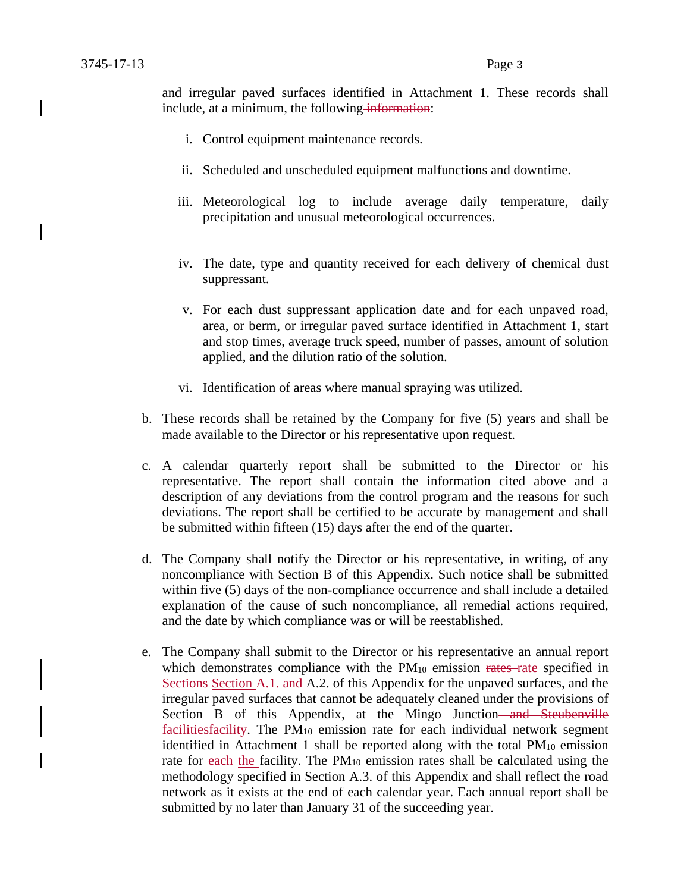and irregular paved surfaces identified in Attachment 1. These records shall include, at a minimum, the following ~~information~~:

i. Control equipment maintenance records.

ii. Scheduled and unscheduled equipment malfunctions and downtime.

iii. Meteorological log to include average daily temperature, daily precipitation and unusual meteorological occurrences.

iv. The date, type and quantity received for each delivery of chemical dust suppressant.

v. For each dust suppressant application date and for each unpaved road, area, or berm, or irregular paved surface identified in Attachment 1, start and stop times, average truck speed, number of passes, amount of solution applied, and the dilution ratio of the solution.

vi. Identification of areas where manual spraying was utilized.

b. These records shall be retained by the Company for five (5) years and shall be made available to the Director or his representative upon request.

c. A calendar quarterly report shall be submitted to the Director or his representative. The report shall contain the information cited above and a description of any deviations from the control program and the reasons for such deviations. The report shall be certified to be accurate by management and shall be submitted within fifteen (15) days after the end of the quarter.

d. The Company shall notify the Director or his representative, in writing, of any noncompliance with Section B of this Appendix. Such notice shall be submitted within five (5) days of the non-compliance occurrence and shall include a detailed explanation of the cause of such noncompliance, all remedial actions required, and the date by which compliance was or will be reestablished.

e. The Company shall submit to the Director or his representative an annual report which demonstrates compliance with the $PM_{10}$ emission ~~rates~~ rate specified in ~~Sections~~ Section ~~A.1. and~~ A.2. of this Appendix for the unpaved surfaces, and the irregular paved surfaces that cannot be adequately cleaned under the provisions of Section B of this Appendix, at the Mingo Junction ~~and Steubenville facilities~~facility. The $PM_{10}$ emission rate for each individual network segment identified in Attachment 1 shall be reported along with the total $PM_{10}$ emission rate for ~~each~~ the facility. The $PM_{10}$ emission rates shall be calculated using the methodology specified in Section A.3. of this Appendix and shall reflect the road network as it exists at the end of each calendar year. Each annual report shall be submitted by no later than January 31 of the succeeding year.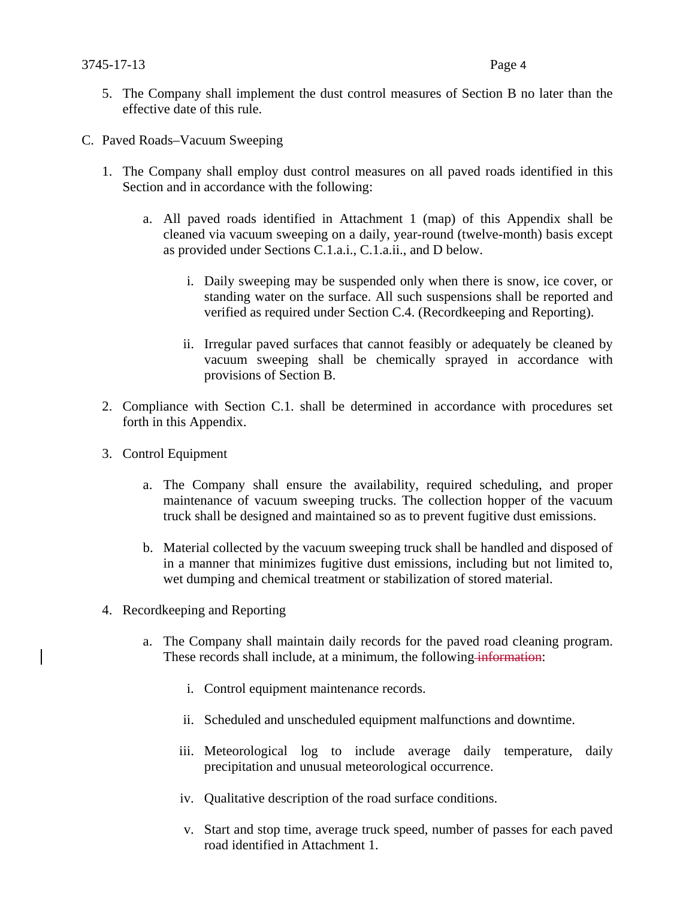5. The Company shall implement the dust control measures of Section B no later than the effective date of this rule.

C. Paved Roads–Vacuum Sweeping

1. The Company shall employ dust control measures on all paved roads identified in this Section and in accordance with the following:

   a. All paved roads identified in Attachment 1 (map) of this Appendix shall be cleaned via vacuum sweeping on a daily, year-round (twelve-month) basis except as provided under Sections C.1.a.i., C.1.a.ii., and D below.

      i. Daily sweeping may be suspended only when there is snow, ice cover, or standing water on the surface. All such suspensions shall be reported and verified as required under Section C.4. (Recordkeeping and Reporting).

      ii. Irregular paved surfaces that cannot feasibly or adequately be cleaned by vacuum sweeping shall be chemically sprayed in accordance with provisions of Section B.

2. Compliance with Section C.1. shall be determined in accordance with procedures set forth in this Appendix.

3. Control Equipment

   a. The Company shall ensure the availability, required scheduling, and proper maintenance of vacuum sweeping trucks. The collection hopper of the vacuum truck shall be designed and maintained so as to prevent fugitive dust emissions.

   b. Material collected by the vacuum sweeping truck shall be handled and disposed of in a manner that minimizes fugitive dust emissions, including but not limited to, wet dumping and chemical treatment or stabilization of stored material.

4. Recordkeeping and Reporting

   a. The Company shall maintain daily records for the paved road cleaning program. These records shall include, at a minimum, the following ~~information~~:

      i. Control equipment maintenance records.

      ii. Scheduled and unscheduled equipment malfunctions and downtime.

      iii. Meteorological log to include average daily temperature, daily precipitation and unusual meteorological occurrence.

      iv. Qualitative description of the road surface conditions.

      v. Start and stop time, average truck speed, number of passes for each paved road identified in Attachment 1.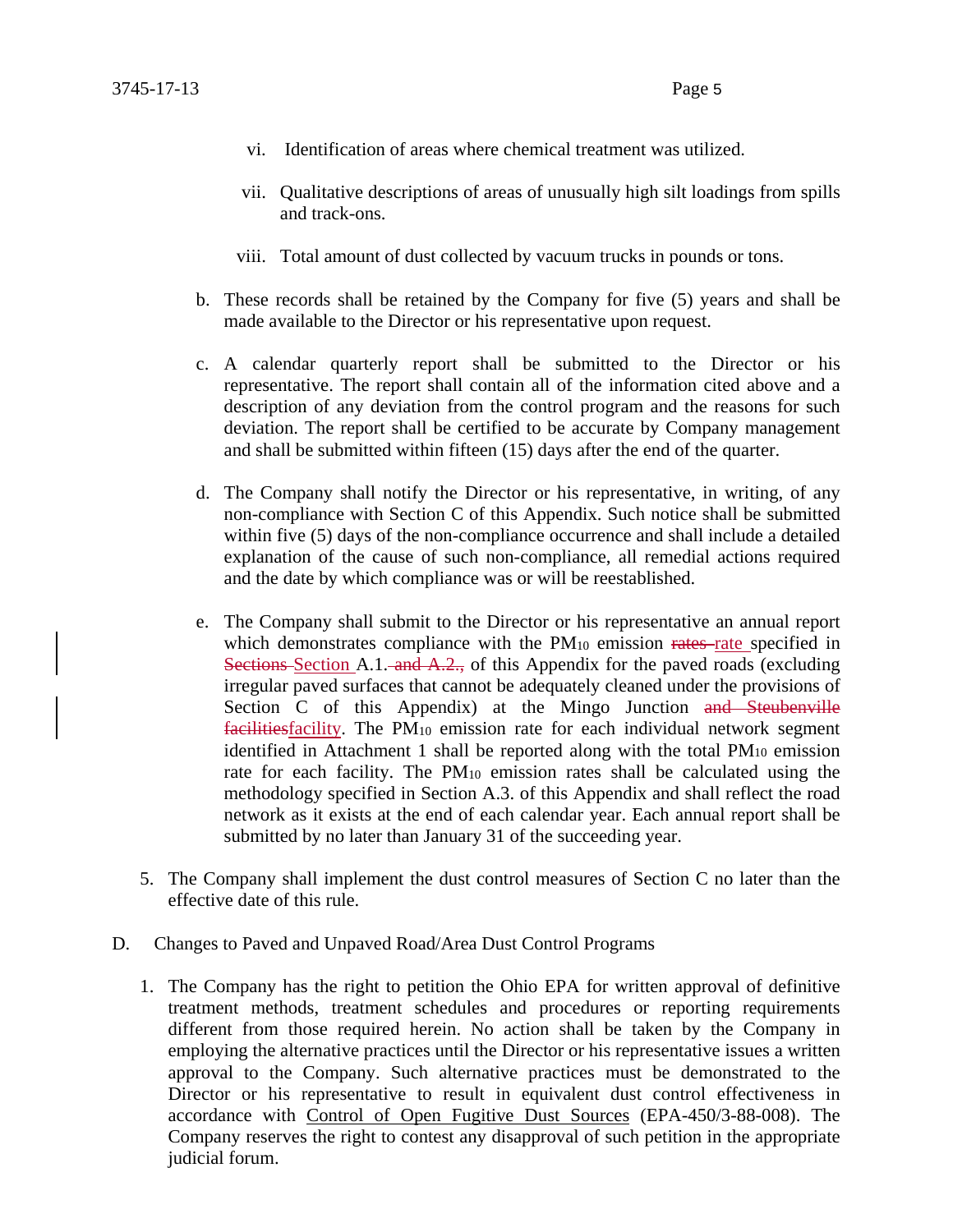vi. Identification of areas where chemical treatment was utilized.

vii. Qualitative descriptions of areas of unusually high silt loadings from spills and track-ons.

viii. Total amount of dust collected by vacuum trucks in pounds or tons.

b. These records shall be retained by the Company for five (5) years and shall be made available to the Director or his representative upon request.

c. A calendar quarterly report shall be submitted to the Director or his representative. The report shall contain all of the information cited above and a description of any deviation from the control program and the reasons for such deviation. The report shall be certified to be accurate by Company management and shall be submitted within fifteen (15) days after the end of the quarter.

d. The Company shall notify the Director or his representative, in writing, of any non-compliance with Section C of this Appendix. Such notice shall be submitted within five (5) days of the non-compliance occurrence and shall include a detailed explanation of the cause of such non-compliance, all remedial actions required and the date by which compliance was or will be reestablished.

e. The Company shall submit to the Director or his representative an annual report which demonstrates compliance with the $PM_{10}$ emission ~~rates~~ rate specified in ~~Sections~~ Section A.1. ~~and A.2.,~~ of this Appendix for the paved roads (excluding irregular paved surfaces that cannot be adequately cleaned under the provisions of Section C of this Appendix) at the Mingo Junction ~~and Steubenville facilities~~facility. The $PM_{10}$ emission rate for each individual network segment identified in Attachment 1 shall be reported along with the total $PM_{10}$ emission rate for each facility. The $PM_{10}$ emission rates shall be calculated using the methodology specified in Section A.3. of this Appendix and shall reflect the road network as it exists at the end of each calendar year. Each annual report shall be submitted by no later than January 31 of the succeeding year.

5. The Company shall implement the dust control measures of Section C no later than the effective date of this rule.

D. Changes to Paved and Unpaved Road/Area Dust Control Programs

1. The Company has the right to petition the Ohio EPA for written approval of definitive treatment methods, treatment schedules and procedures or reporting requirements different from those required herein. No action shall be taken by the Company in employing the alternative practices until the Director or his representative issues a written approval to the Company. Such alternative practices must be demonstrated to the Director or his representative to result in equivalent dust control effectiveness in accordance with Control of Open Fugitive Dust Sources (EPA-450/3-88-008). The Company reserves the right to contest any disapproval of such petition in the appropriate judicial forum.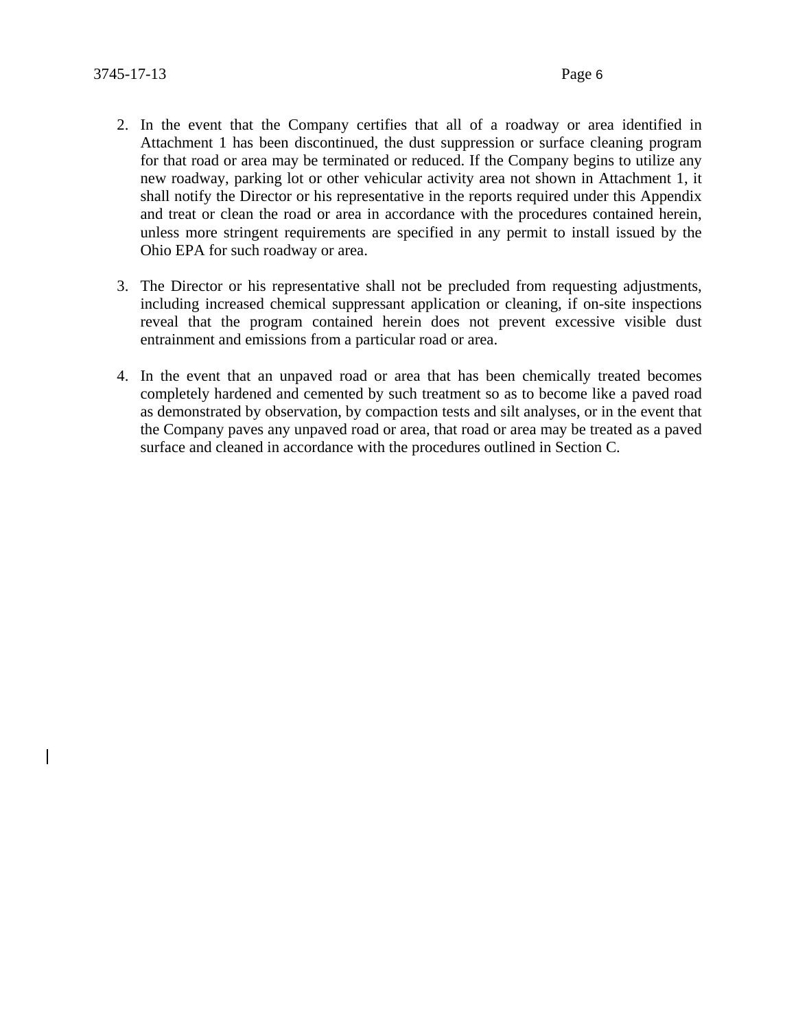2. In the event that the Company certifies that all of a roadway or area identified in Attachment 1 has been discontinued, the dust suppression or surface cleaning program for that road or area may be terminated or reduced. If the Company begins to utilize any new roadway, parking lot or other vehicular activity area not shown in Attachment 1, it shall notify the Director or his representative in the reports required under this Appendix and treat or clean the road or area in accordance with the procedures contained herein, unless more stringent requirements are specified in any permit to install issued by the Ohio EPA for such roadway or area.

3. The Director or his representative shall not be precluded from requesting adjustments, including increased chemical suppressant application or cleaning, if on-site inspections reveal that the program contained herein does not prevent excessive visible dust entrainment and emissions from a particular road or area.

4. In the event that an unpaved road or area that has been chemically treated becomes completely hardened and cemented by such treatment so as to become like a paved road as demonstrated by observation, by compaction tests and silt analyses, or in the event that the Company paves any unpaved road or area, that road or area may be treated as a paved surface and cleaned in accordance with the procedures outlined in Section C.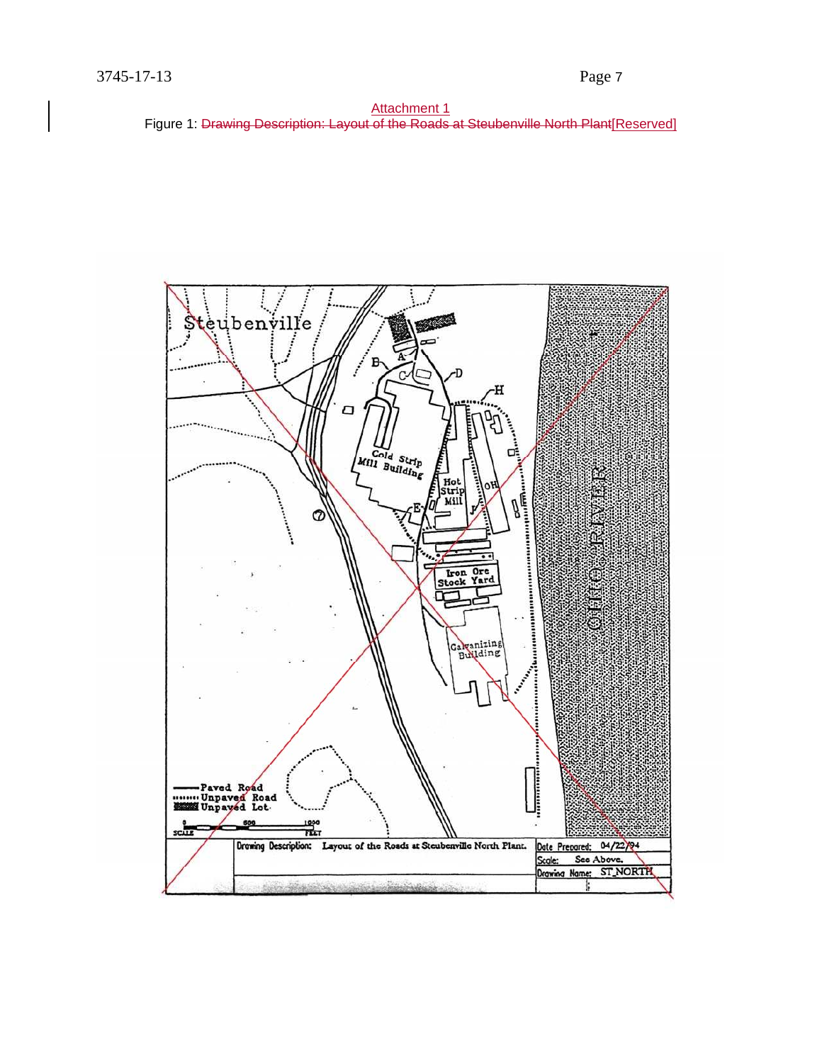Attachment 1

Figure 1: Drawing Description: Layout of the Roads at Steubenville North Plant[Reserved]

Steubenville

Cold Strip Mill Building

Hot Strip Mill

Iron Ore Stock Yard

Galvanizing Building

OHIO RIVER

A B C D E F H OH

Paved Road
Unpaved Road
Unpaved Lot

SCALE 0 500 1000 FEET

| Drawing Description: Layout of the Roads at Steubenville North Plant. | Date Prepared: 04/22/94 |
| --- | --- |
| | Scale: See Above. |
| | Drawing Name: ST_NORTH |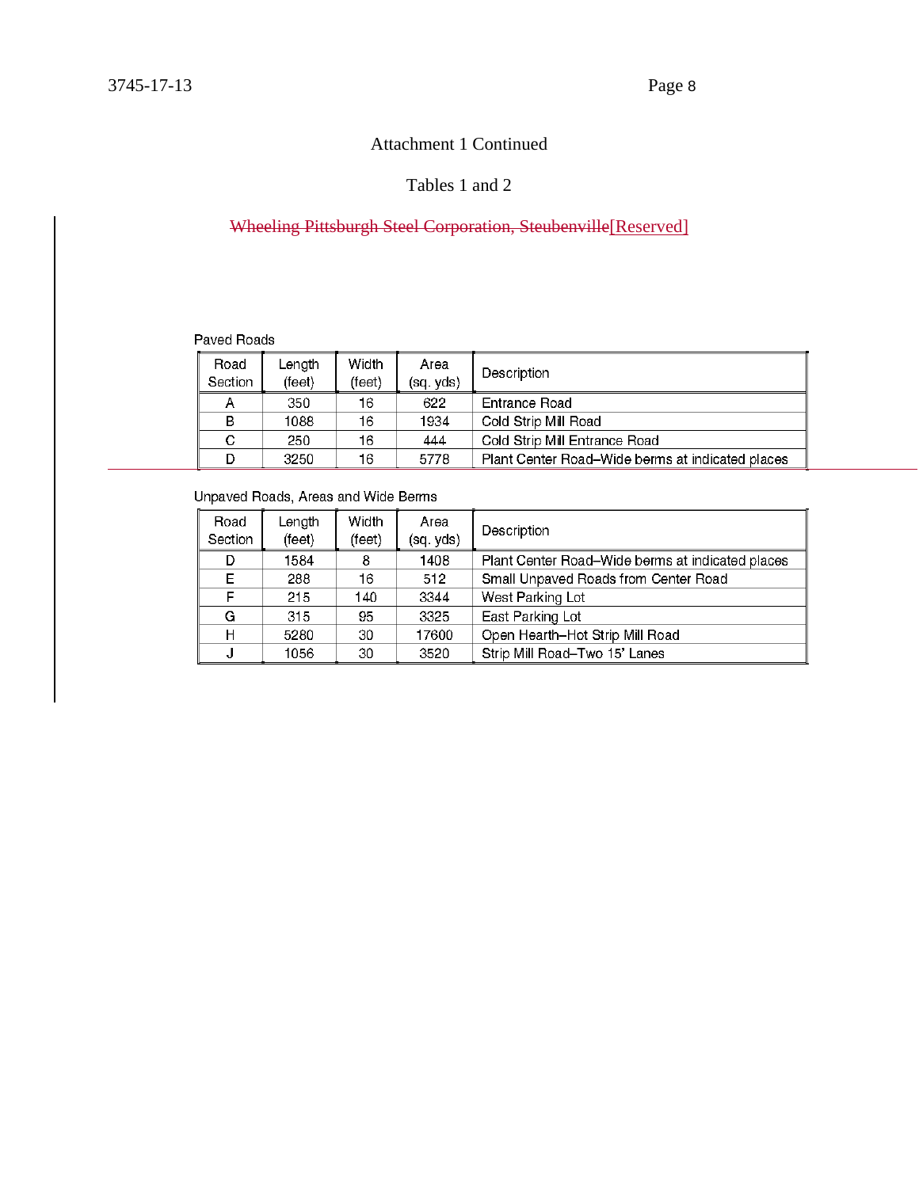Attachment 1 Continued

Tables 1 and 2

~~Wheeling Pittsburgh Steel Corporation, Steubenville~~[Reserved]

Paved Roads

| Road Section | Length (feet) | Width (feet) | Area (sq. yds) | Description |
|---|---|---|---|---|
| A | 350 | 16 | 622 | Entrance Road |
| B | 1088 | 16 | 1934 | Cold Strip Mill Road |
| C | 250 | 16 | 444 | Cold Strip Mill Entrance Road |
| D | 3250 | 16 | 5778 | Plant Center Road–Wide berms at indicated places |

Unpaved Roads, Areas and Wide Berms

| Road Section | Length (feet) | Width (feet) | Area (sq. yds) | Description |
|---|---|---|---|---|
| D | 1584 | 8 | 1408 | Plant Center Road–Wide berms at indicated places |
| E | 288 | 16 | 512 | Small Unpaved Roads from Center Road |
| F | 215 | 140 | 3344 | West Parking Lot |
| G | 315 | 95 | 3325 | East Parking Lot |
| H | 5280 | 30 | 17600 | Open Hearth–Hot Strip Mill Road |
| J | 1056 | 30 | 3520 | Strip Mill Road–Two 15' Lanes |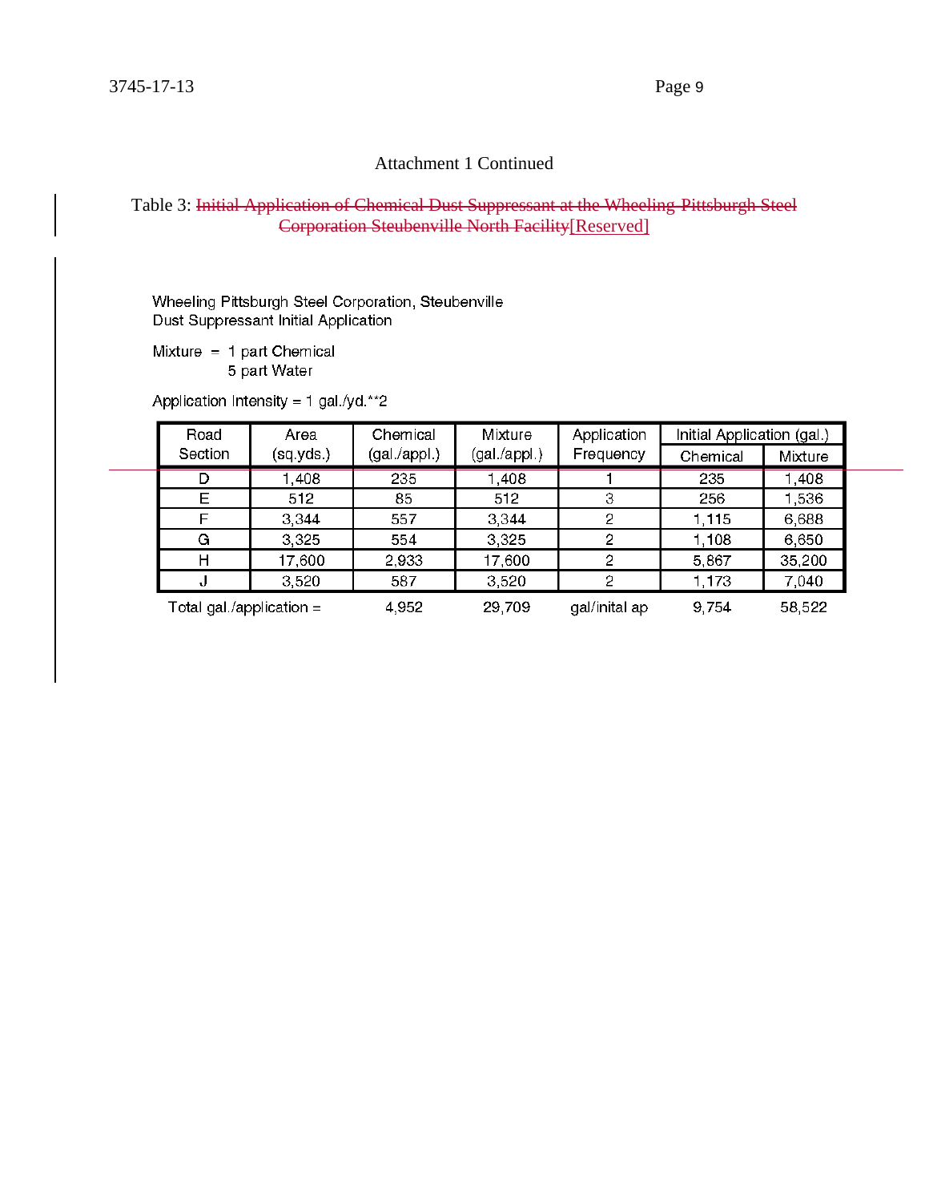Attachment 1 Continued

Table 3: ~~Initial Application of Chemical Dust Suppressant at the Wheeling-Pittsburgh Steel Corporation Steubenville North Facility~~[Reserved]

Wheeling Pittsburgh Steel Corporation, Steubenville
Dust Suppressant Initial Application

Mixture = 1 part Chemical
5 part Water

Application Intensity = 1 gal./yd.**2

| Road Section | Area (sq.yds.) | Chemical (gal./appl.) | Mixture (gal./appl.) | Application Frequency | Initial Application (gal.) | |
|---|---|---|---|---|---|---|
| | | | | | Chemical | Mixture |
| D | 1,408 | 235 | 1,408 | 1 | 235 | 1,408 |
| E | 512 | 85 | 512 | 3 | 256 | 1,536 |
| F | 3,344 | 557 | 3,344 | 2 | 1,115 | 6,688 |
| G | 3,325 | 554 | 3,325 | 2 | 1,108 | 6,650 |
| H | 17,600 | 2,933 | 17,600 | 2 | 5,867 | 35,200 |
| J | 3,520 | 587 | 3,520 | 2 | 1,173 | 7,040 |
| Total gal./application = | | 4,952 | 29,709 | gal/inital ap | 9,754 | 58,522 |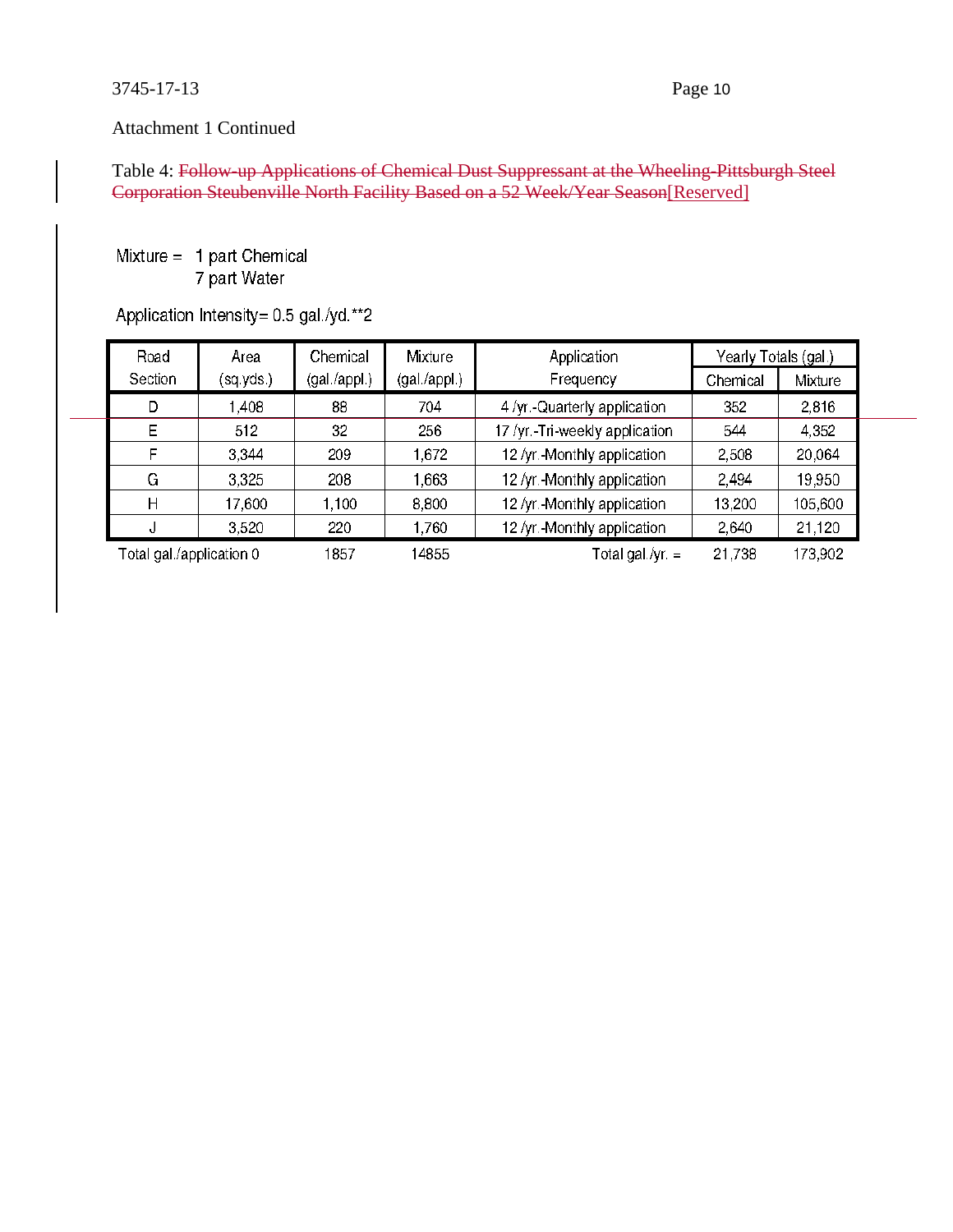Attachment 1 Continued

Table 4: ~~Follow-up Applications of Chemical Dust Suppressant at the Wheeling-Pittsburgh Steel Corporation Steubenville North Facility Based on a 52 Week/Year Season~~[Reserved]

Mixture = 1 part Chemical
7 part Water

Application Intensity= 0.5 gal./yd.**2

| Road Section | Area (sq.yds.) | Chemical (gal./appl.) | Mixture (gal./appl.) | Application Frequency | Yearly Totals (gal.) | |
|---|---|---|---|---|---|---|
| | | | | | Chemical | Mixture |
| D | 1,408 | 88 | 704 | 4 /yr.-Quarterly application | 352 | 2,816 |
| E | 512 | 32 | 256 | 17 /yr.-Tri-weekly application | 544 | 4,352 |
| F | 3,344 | 209 | 1,672 | 12 /yr.-Monthly application | 2,508 | 20,064 |
| G | 3,325 | 208 | 1,663 | 12 /yr.-Monthly application | 2,494 | 19,950 |
| H | 17,600 | 1,100 | 8,800 | 12 /yr.-Monthly application | 13,200 | 105,600 |
| J | 3,520 | 220 | 1,760 | 12 /yr.-Monthly application | 2,640 | 21,120 |
| Total gal./application 0 | | 1857 | 14855 | Total gal./yr. = | 21,738 | 173,902 |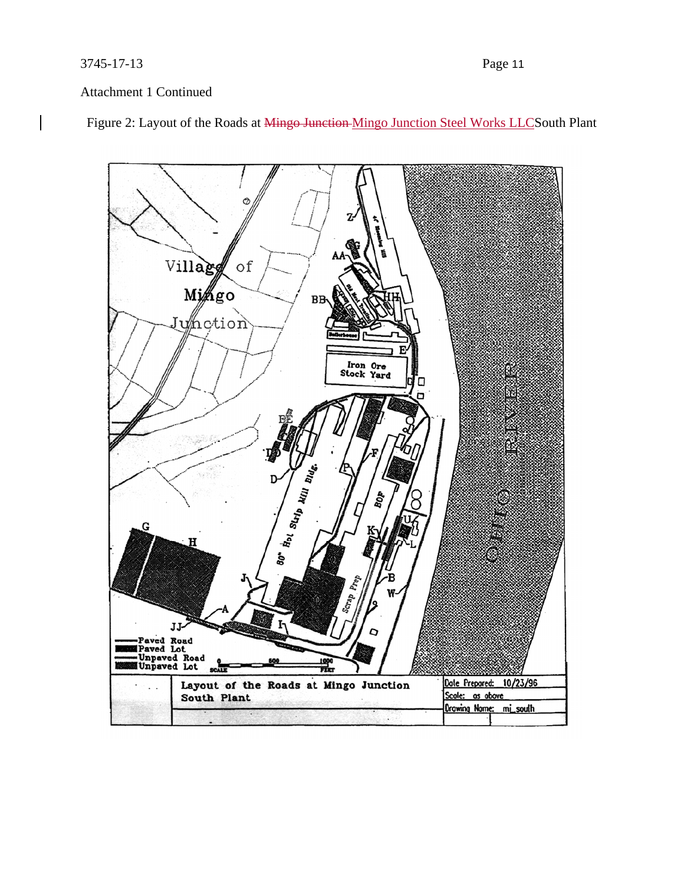Attachment 1 Continued

Figure 2: Layout of the Roads at ~~Mingo Junction~~ Mingo Junction Steel Works LLC South Plant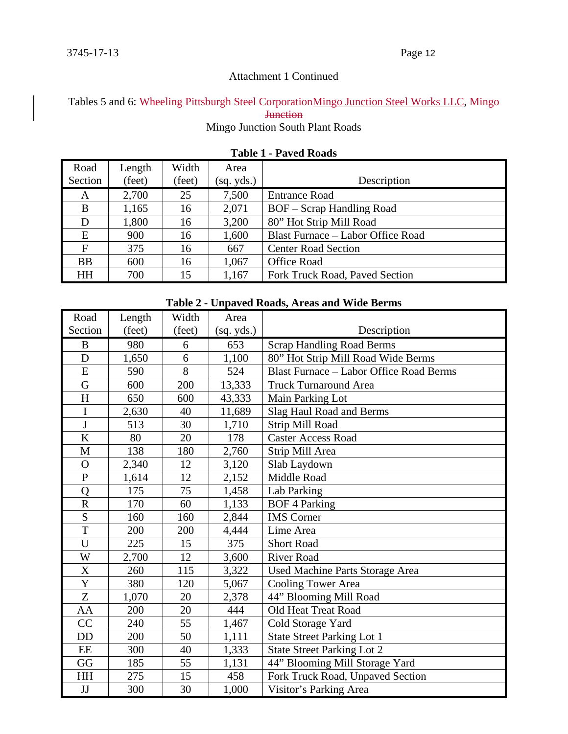Attachment 1 Continued

Tables 5 and 6: ~~Wheeling Pittsburgh Steel Corporation~~Mingo Junction Steel Works LLC, ~~Mingo Junction~~
Mingo Junction South Plant Roads

**Table 1 - Paved Roads**

| Road Section | Length (feet) | Width (feet) | Area (sq. yds.) | Description |
|---|---|---|---|---|
| A | 2,700 | 25 | 7,500 | Entrance Road |
| B | 1,165 | 16 | 2,071 | BOF – Scrap Handling Road |
| D | 1,800 | 16 | 3,200 | 80" Hot Strip Mill Road |
| E | 900 | 16 | 1,600 | Blast Furnace – Labor Office Road |
| F | 375 | 16 | 667 | Center Road Section |
| BB | 600 | 16 | 1,067 | Office Road |
| HH | 700 | 15 | 1,167 | Fork Truck Road, Paved Section |

**Table 2 - Unpaved Roads, Areas and Wide Berms**

| Road Section | Length (feet) | Width (feet) | Area (sq. yds.) | Description |
|---|---|---|---|---|
| B | 980 | 6 | 653 | Scrap Handling Road Berms |
| D | 1,650 | 6 | 1,100 | 80" Hot Strip Mill Road Wide Berms |
| E | 590 | 8 | 524 | Blast Furnace – Labor Office Road Berms |
| G | 600 | 200 | 13,333 | Truck Turnaround Area |
| H | 650 | 600 | 43,333 | Main Parking Lot |
| I | 2,630 | 40 | 11,689 | Slag Haul Road and Berms |
| J | 513 | 30 | 1,710 | Strip Mill Road |
| K | 80 | 20 | 178 | Caster Access Road |
| M | 138 | 180 | 2,760 | Strip Mill Area |
| O | 2,340 | 12 | 3,120 | Slab Laydown |
| P | 1,614 | 12 | 2,152 | Middle Road |
| Q | 175 | 75 | 1,458 | Lab Parking |
| R | 170 | 60 | 1,133 | BOF 4 Parking |
| S | 160 | 160 | 2,844 | IMS Corner |
| T | 200 | 200 | 4,444 | Lime Area |
| U | 225 | 15 | 375 | Short Road |
| W | 2,700 | 12 | 3,600 | River Road |
| X | 260 | 115 | 3,322 | Used Machine Parts Storage Area |
| Y | 380 | 120 | 5,067 | Cooling Tower Area |
| Z | 1,070 | 20 | 2,378 | 44" Blooming Mill Road |
| AA | 200 | 20 | 444 | Old Heat Treat Road |
| CC | 240 | 55 | 1,467 | Cold Storage Yard |
| DD | 200 | 50 | 1,111 | State Street Parking Lot 1 |
| EE | 300 | 40 | 1,333 | State Street Parking Lot 2 |
| GG | 185 | 55 | 1,131 | 44" Blooming Mill Storage Yard |
| HH | 275 | 15 | 458 | Fork Truck Road, Unpaved Section |
| JJ | 300 | 30 | 1,000 | Visitor's Parking Area |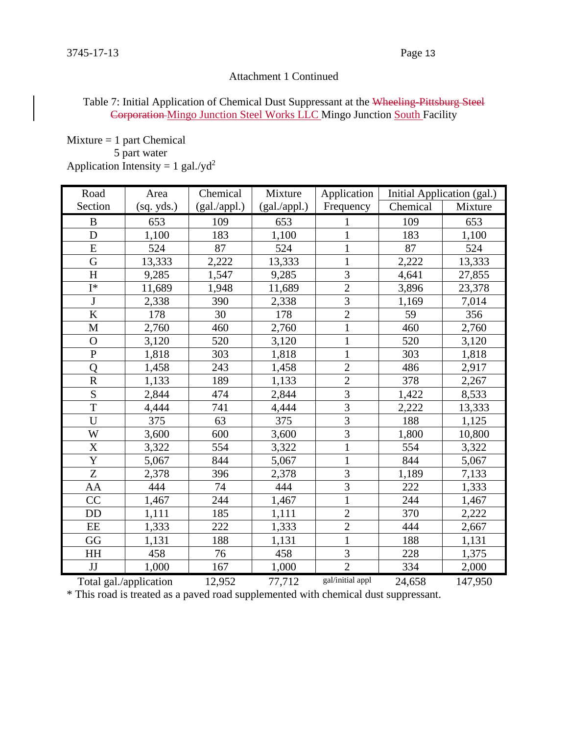Attachment 1 Continued

Table 7: Initial Application of Chemical Dust Suppressant at the ~~Wheeling-Pittsburg Steel Corporation~~ Mingo Junction Steel Works LLC Mingo Junction South Facility

Mixture = 1 part Chemical
5 part water
Application Intensity = 1 gal./yd$^2$

| Road Section | Area (sq. yds.) | Chemical (gal./appl.) | Mixture (gal./appl.) | Application Frequency | Initial Application (gal.) | |
|---|---|---|---|---|---|---|
| | | | | | Chemical | Mixture |
| B | 653 | 109 | 653 | 1 | 109 | 653 |
| D | 1,100 | 183 | 1,100 | 1 | 183 | 1,100 |
| E | 524 | 87 | 524 | 1 | 87 | 524 |
| G | 13,333 | 2,222 | 13,333 | 1 | 2,222 | 13,333 |
| H | 9,285 | 1,547 | 9,285 | 3 | 4,641 | 27,855 |
| I* | 11,689 | 1,948 | 11,689 | 2 | 3,896 | 23,378 |
| J | 2,338 | 390 | 2,338 | 3 | 1,169 | 7,014 |
| K | 178 | 30 | 178 | 2 | 59 | 356 |
| M | 2,760 | 460 | 2,760 | 1 | 460 | 2,760 |
| O | 3,120 | 520 | 3,120 | 1 | 520 | 3,120 |
| P | 1,818 | 303 | 1,818 | 1 | 303 | 1,818 |
| Q | 1,458 | 243 | 1,458 | 2 | 486 | 2,917 |
| R | 1,133 | 189 | 1,133 | 2 | 378 | 2,267 |
| S | 2,844 | 474 | 2,844 | 3 | 1,422 | 8,533 |
| T | 4,444 | 741 | 4,444 | 3 | 2,222 | 13,333 |
| U | 375 | 63 | 375 | 3 | 188 | 1,125 |
| W | 3,600 | 600 | 3,600 | 3 | 1,800 | 10,800 |
| X | 3,322 | 554 | 3,322 | 1 | 554 | 3,322 |
| Y | 5,067 | 844 | 5,067 | 1 | 844 | 5,067 |
| Z | 2,378 | 396 | 2,378 | 3 | 1,189 | 7,133 |
| AA | 444 | 74 | 444 | 3 | 222 | 1,333 |
| CC | 1,467 | 244 | 1,467 | 1 | 244 | 1,467 |
| DD | 1,111 | 185 | 1,111 | 2 | 370 | 2,222 |
| EE | 1,333 | 222 | 1,333 | 2 | 444 | 2,667 |
| GG | 1,131 | 188 | 1,131 | 1 | 188 | 1,131 |
| HH | 458 | 76 | 458 | 3 | 228 | 1,375 |
| JJ | 1,000 | 167 | 1,000 | 2 | 334 | 2,000 |
| Total gal./application | | 12,952 | 77,712 | gal/initial appl | 24,658 | 147,950 |

* This road is treated as a paved road supplemented with chemical dust suppressant.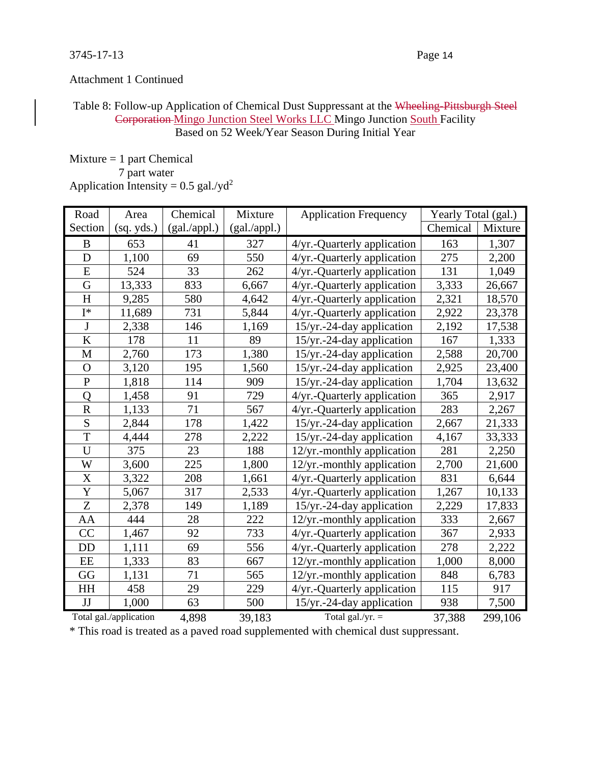Attachment 1 Continued

Table 8: Follow-up Application of Chemical Dust Suppressant at the ~~Wheeling-Pittsburgh Steel Corporation~~ Mingo Junction Steel Works LLC Mingo Junction South Facility
Based on 52 Week/Year Season During Initial Year

Mixture = 1 part Chemical
7 part water
Application Intensity = 0.5 gal./yd$^2$

| Road Section | Area (sq. yds.) | Chemical (gal./appl.) | Mixture (gal./appl.) | Application Frequency | Yearly Total (gal.) | |
|---|---|---|---|---|---|---|
| | | | | | Chemical | Mixture |
| B | 653 | 41 | 327 | 4/yr.-Quarterly application | 163 | 1,307 |
| D | 1,100 | 69 | 550 | 4/yr.-Quarterly application | 275 | 2,200 |
| E | 524 | 33 | 262 | 4/yr.-Quarterly application | 131 | 1,049 |
| G | 13,333 | 833 | 6,667 | 4/yr.-Quarterly application | 3,333 | 26,667 |
| H | 9,285 | 580 | 4,642 | 4/yr.-Quarterly application | 2,321 | 18,570 |
| I* | 11,689 | 731 | 5,844 | 4/yr.-Quarterly application | 2,922 | 23,378 |
| J | 2,338 | 146 | 1,169 | 15/yr.-24-day application | 2,192 | 17,538 |
| K | 178 | 11 | 89 | 15/yr.-24-day application | 167 | 1,333 |
| M | 2,760 | 173 | 1,380 | 15/yr.-24-day application | 2,588 | 20,700 |
| O | 3,120 | 195 | 1,560 | 15/yr.-24-day application | 2,925 | 23,400 |
| P | 1,818 | 114 | 909 | 15/yr.-24-day application | 1,704 | 13,632 |
| Q | 1,458 | 91 | 729 | 4/yr.-Quarterly application | 365 | 2,917 |
| R | 1,133 | 71 | 567 | 4/yr.-Quarterly application | 283 | 2,267 |
| S | 2,844 | 178 | 1,422 | 15/yr.-24-day application | 2,667 | 21,333 |
| T | 4,444 | 278 | 2,222 | 15/yr.-24-day application | 4,167 | 33,333 |
| U | 375 | 23 | 188 | 12/yr.-monthly application | 281 | 2,250 |
| W | 3,600 | 225 | 1,800 | 12/yr.-monthly application | 2,700 | 21,600 |
| X | 3,322 | 208 | 1,661 | 4/yr.-Quarterly application | 831 | 6,644 |
| Y | 5,067 | 317 | 2,533 | 4/yr.-Quarterly application | 1,267 | 10,133 |
| Z | 2,378 | 149 | 1,189 | 15/yr.-24-day application | 2,229 | 17,833 |
| AA | 444 | 28 | 222 | 12/yr.-monthly application | 333 | 2,667 |
| CC | 1,467 | 92 | 733 | 4/yr.-Quarterly application | 367 | 2,933 |
| DD | 1,111 | 69 | 556 | 4/yr.-Quarterly application | 278 | 2,222 |
| EE | 1,333 | 83 | 667 | 12/yr.-monthly application | 1,000 | 8,000 |
| GG | 1,131 | 71 | 565 | 12/yr.-monthly application | 848 | 6,783 |
| HH | 458 | 29 | 229 | 4/yr.-Quarterly application | 115 | 917 |
| JJ | 1,000 | 63 | 500 | 15/yr.-24-day application | 938 | 7,500 |
| Total gal./application | | 4,898 | 39,183 | Total gal./yr. = | 37,388 | 299,106 |

* This road is treated as a paved road supplemented with chemical dust suppressant.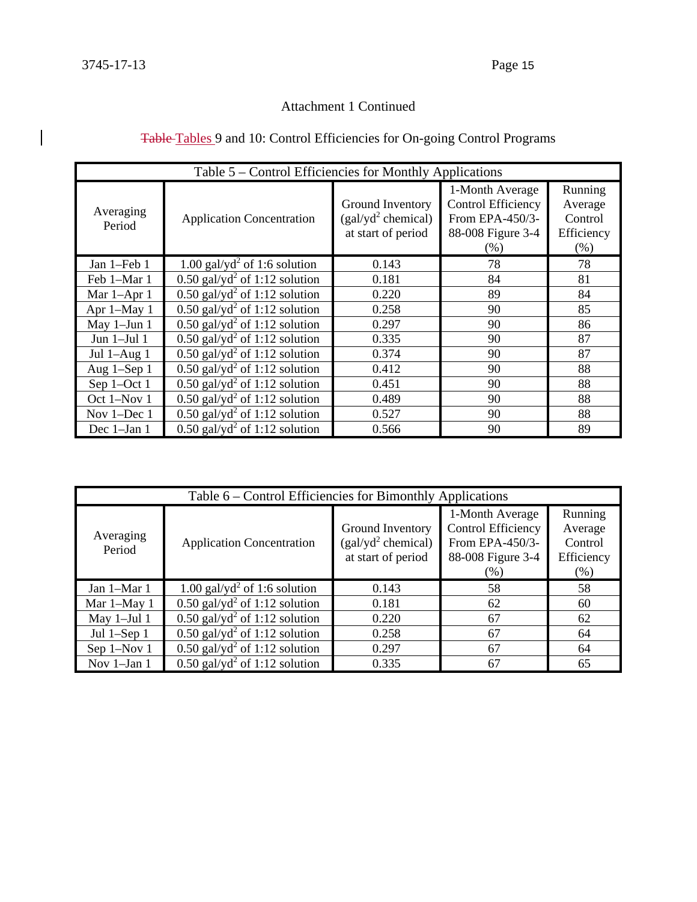Attachment 1 Continued

## ~~Table~~ Tables 9 and 10: Control Efficiencies for On-going Control Programs

| Table 5 – Control Efficiencies for Monthly Applications | | | | |
|---|---|---|---|---|
| Averaging Period | Application Concentration | Ground Inventory ($gal/yd^2$ chemical) at start of period | 1-Month Average Control Efficiency From EPA-450/3-88-008 Figure 3-4 (%) | Running Average Control Efficiency (%) |
| Jan 1–Feb 1 | 1.00 $gal/yd^2$ of 1:6 solution | 0.143 | 78 | 78 |
| Feb 1–Mar 1 | 0.50 $gal/yd^2$ of 1:12 solution | 0.181 | 84 | 81 |
| Mar 1–Apr 1 | 0.50 $gal/yd^2$ of 1:12 solution | 0.220 | 89 | 84 |
| Apr 1–May 1 | 0.50 $gal/yd^2$ of 1:12 solution | 0.258 | 90 | 85 |
| May 1–Jun 1 | 0.50 $gal/yd^2$ of 1:12 solution | 0.297 | 90 | 86 |
| Jun 1–Jul 1 | 0.50 $gal/yd^2$ of 1:12 solution | 0.335 | 90 | 87 |
| Jul 1–Aug 1 | 0.50 $gal/yd^2$ of 1:12 solution | 0.374 | 90 | 87 |
| Aug 1–Sep 1 | 0.50 $gal/yd^2$ of 1:12 solution | 0.412 | 90 | 88 |
| Sep 1–Oct 1 | 0.50 $gal/yd^2$ of 1:12 solution | 0.451 | 90 | 88 |
| Oct 1–Nov 1 | 0.50 $gal/yd^2$ of 1:12 solution | 0.489 | 90 | 88 |
| Nov 1–Dec 1 | 0.50 $gal/yd^2$ of 1:12 solution | 0.527 | 90 | 88 |
| Dec 1–Jan 1 | 0.50 $gal/yd^2$ of 1:12 solution | 0.566 | 90 | 89 |

| Table 6 – Control Efficiencies for Bimonthly Applications | | | | |
|---|---|---|---|---|
| Averaging Period | Application Concentration | Ground Inventory ($gal/yd^2$ chemical) at start of period | 1-Month Average Control Efficiency From EPA-450/3-88-008 Figure 3-4 (%) | Running Average Control Efficiency (%) |
| Jan 1–Mar 1 | 1.00 $gal/yd^2$ of 1:6 solution | 0.143 | 58 | 58 |
| Mar 1–May 1 | 0.50 $gal/yd^2$ of 1:12 solution | 0.181 | 62 | 60 |
| May 1–Jul 1 | 0.50 $gal/yd^2$ of 1:12 solution | 0.220 | 67 | 62 |
| Jul 1–Sep 1 | 0.50 $gal/yd^2$ of 1:12 solution | 0.258 | 67 | 64 |
| Sep 1–Nov 1 | 0.50 $gal/yd^2$ of 1:12 solution | 0.297 | 67 | 64 |
| Nov 1–Jan 1 | 0.50 $gal/yd^2$ of 1:12 solution | 0.335 | 67 | 65 |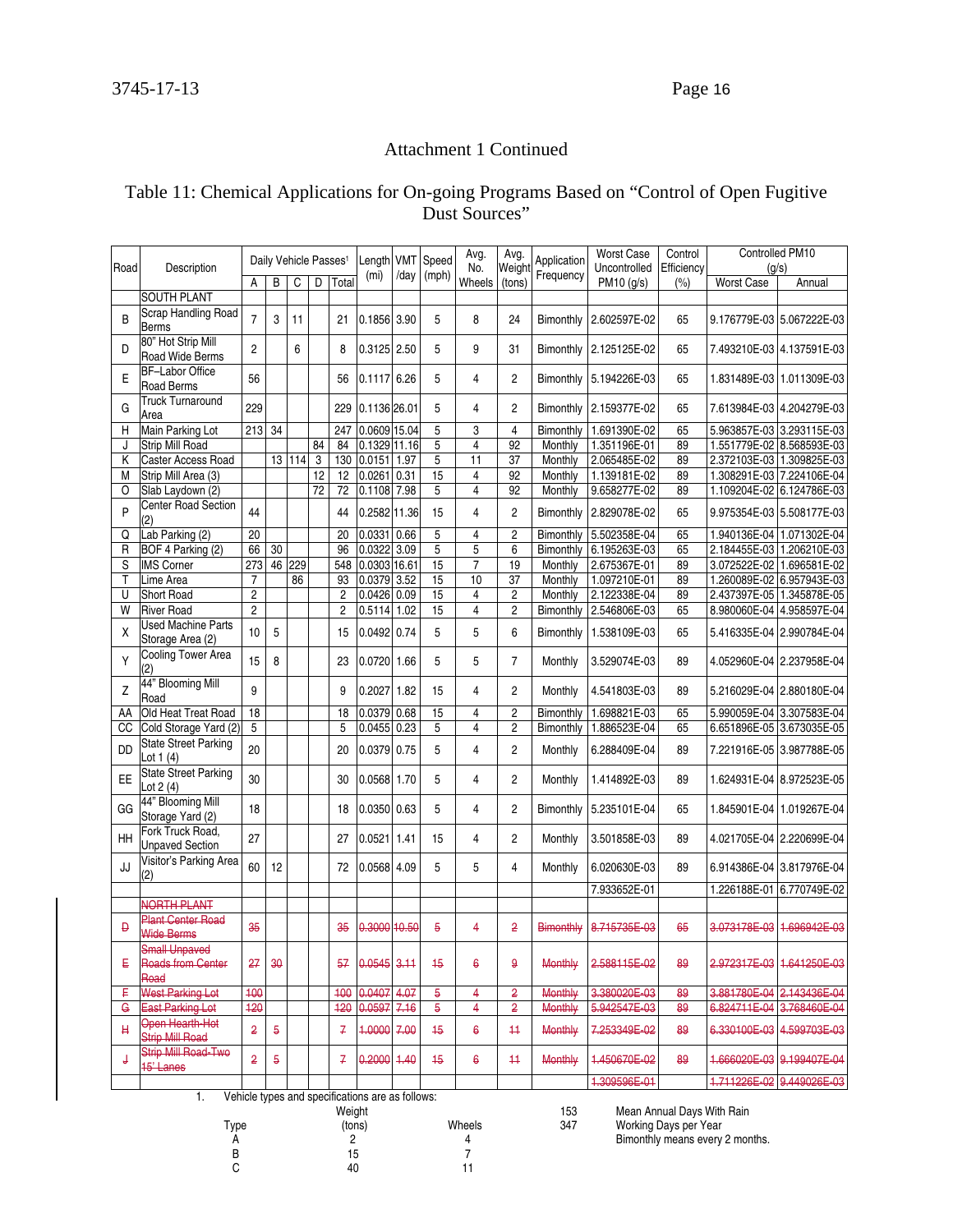## Attachment 1 Continued

### Table 11: Chemical Applications for On-going Programs Based on "Control of Open Fugitive Dust Sources"

| Road | Description | Daily Vehicle Passes[1] | | | | | Length (mi) | VMT /day | Speed (mph) | Avg. No. Wheels | Avg. Weight (tons) | Application Frequency | Worst Case Uncontrolled PM10 (g/s) | Control Efficiency (%) | Controlled PM10 (g/s) | |
|---|---|---|---|---|---|---|---|---|---|---|---|---|---|---|---|---|
| | | A | B | C | D | Total | | | | | | | | | Worst Case | Annual |
| | SOUTH PLANT | | | | | | | | | | | | | | | |
| B | Scrap Handling Road Berms | 7 | 3 | 11 | | 21 | 0.1856 | 3.90 | 5 | 8 | 24 | Bimonthly | 2.602597E-02 | 65 | 9.176779E-03 | 5.067222E-03 |
| D | 80" Hot Strip Mill Road Wide Berms | 2 | | 6 | | 8 | 0.3125 | 2.50 | 5 | 9 | 31 | Bimonthly | 2.125125E-02 | 65 | 7.493210E-03 | 4.137591E-03 |
| E | BF–Labor Office Road Berms | 56 | | | | 56 | 0.1117 | 6.26 | 5 | 4 | 2 | Bimonthly | 5.194226E-03 | 65 | 1.831489E-03 | 1.011309E-03 |
| G | Truck Turnaround Area | 229 | | | | 229 | 0.1136 | 26.01 | 5 | 4 | 2 | Bimonthly | 2.159377E-02 | 65 | 7.613984E-03 | 4.204279E-03 |
| H | Main Parking Lot | 213 | 34 | | | 247 | 0.0609 | 15.04 | 5 | 3 | 4 | Bimonthly | 1.691390E-02 | 65 | 5.963857E-03 | 3.293115E-03 |
| J | Strip Mill Road | | | | 84 | 84 | 0.1329 | 11.16 | 5 | 4 | 92 | Monthly | 1.351196E-01 | 89 | 1.551779E-02 | 8.568593E-03 |
| K | Caster Access Road | | 13 | 114 | 3 | 130 | 0.0151 | 1.97 | 5 | 11 | 37 | Monthly | 2.065485E-02 | 89 | 2.372103E-03 | 1.309825E-03 |
| M | Strip Mill Area (3) | | | | 12 | 12 | 0.0261 | 0.31 | 15 | 4 | 92 | Monthly | 1.139181E-02 | 89 | 1.308291E-03 | 7.224106E-04 |
| O | Slab Laydown (2) | | | | 72 | 72 | 0.1108 | 7.98 | 5 | 4 | 92 | Monthly | 9.658277E-02 | 89 | 1.109204E-02 | 6.124786E-03 |
| P | Center Road Section (2) | 44 | | | | 44 | 0.2582 | 11.36 | 15 | 4 | 2 | Bimonthly | 2.829078E-02 | 65 | 9.975354E-03 | 5.508177E-03 |
| Q | Lab Parking (2) | 20 | | | | 20 | 0.0331 | 0.66 | 5 | 4 | 2 | Bimonthly | 5.502358E-04 | 65 | 1.940136E-04 | 1.071302E-04 |
| R | BOF 4 Parking (2) | 66 | 30 | | | 96 | 0.0322 | 3.09 | 5 | 5 | 6 | Bimonthly | 6.195263E-03 | 65 | 2.184455E-03 | 1.206210E-03 |
| S | IMS Corner | 273 | 46 | 229 | | 548 | 0.0303 | 16.61 | 15 | 7 | 19 | Monthly | 2.675367E-01 | 89 | 3.072522E-02 | 1.696581E-02 |
| T | Lime Area | 7 | | 86 | | 93 | 0.0379 | 3.52 | 15 | 10 | 37 | Monthly | 1.097210E-01 | 89 | 1.260089E-02 | 6.957943E-03 |
| U | Short Road | 2 | | | | 2 | 0.0426 | 0.09 | 15 | 4 | 2 | Monthly | 2.122338E-04 | 89 | 2.437397E-05 | 1.345878E-05 |
| W | River Road | 2 | | | | 2 | 0.5114 | 1.02 | 15 | 4 | 2 | Bimonthly | 2.546806E-03 | 65 | 8.980060E-04 | 4.958597E-04 |
| X | Used Machine Parts Storage Area (2) | 10 | 5 | | | 15 | 0.0492 | 0.74 | 5 | 5 | 6 | Bimonthly | 1.538109E-03 | 65 | 5.416335E-04 | 2.990784E-04 |
| Y | Cooling Tower Area (2) | 15 | 8 | | | 23 | 0.0720 | 1.66 | 5 | 5 | 7 | Monthly | 3.529074E-03 | 89 | 4.052960E-04 | 2.237958E-04 |
| Z | 44" Blooming Mill Road | 9 | | | | 9 | 0.2027 | 1.82 | 15 | 4 | 2 | Monthly | 4.541803E-03 | 89 | 5.216029E-04 | 2.880180E-04 |
| AA | Old Heat Treat Road | 18 | | | | 18 | 0.0379 | 0.68 | 15 | 4 | 2 | Bimonthly | 1.698821E-03 | 65 | 5.990059E-04 | 3.307583E-04 |
| CC | Cold Storage Yard (2) | 5 | | | | 5 | 0.0455 | 0.23 | 5 | 4 | 2 | Bimonthly | 1.886523E-04 | 65 | 6.651896E-05 | 3.673035E-05 |
| DD | State Street Parking Lot 1 (4) | 20 | | | | 20 | 0.0379 | 0.75 | 5 | 4 | 2 | Monthly | 6.288409E-04 | 89 | 7.221916E-05 | 3.987788E-05 |
| EE | State Street Parking Lot 2 (4) | 30 | | | | 30 | 0.0568 | 1.70 | 5 | 4 | 2 | Monthly | 1.414892E-03 | 89 | 1.624931E-04 | 8.972523E-05 |
| GG | 44" Blooming Mill Storage Yard (2) | 18 | | | | 18 | 0.0350 | 0.63 | 5 | 4 | 2 | Bimonthly | 5.235101E-04 | 65 | 1.845901E-04 | 1.019267E-04 |
| HH | Fork Truck Road, Unpaved Section | 27 | | | | 27 | 0.0521 | 1.41 | 15 | 4 | 2 | Monthly | 3.501858E-03 | 89 | 4.021705E-04 | 2.220699E-04 |
| JJ | Visitor's Parking Area (2) | 60 | 12 | | | 72 | 0.0568 | 4.09 | 5 | 5 | 4 | Monthly | 6.020630E-03 | 89 | 6.914386E-04 | 3.817976E-04 |
| | | | | | | | | | | | | | 7.933652E-01 | | 1.226188E-01 | 6.770749E-02 |
| | ~~NORTH PLANT~~ | | | | | | | | | | | | | | | |
| ~~D~~ | ~~Plant Center Road Wide Berms~~ | ~~35~~ | | | | ~~35~~ | ~~0.3000~~ | ~~10.50~~ | ~~5~~ | ~~4~~ | ~~2~~ | ~~Bimonthly~~ | ~~8.715735E-03~~ | ~~65~~ | ~~3.073178E-03~~ | ~~1.696942E-03~~ |
| ~~E~~ | ~~Small Unpaved Roads from Center Road~~ | ~~27~~ | ~~30~~ | | | ~~57~~ | ~~0.0545~~ | ~~3.11~~ | ~~15~~ | ~~6~~ | ~~9~~ | ~~Monthly~~ | ~~2.588115E-02~~ | ~~89~~ | ~~2.972317E-03~~ | ~~1.641250E-03~~ |
| ~~F~~ | ~~West Parking Lot~~ | ~~100~~ | | | | ~~100~~ | ~~0.0407~~ | ~~4.07~~ | ~~5~~ | ~~4~~ | ~~2~~ | ~~Monthly~~ | ~~3.380020E-03~~ | ~~89~~ | ~~3.881780E-04~~ | ~~2.143436E-04~~ |
| ~~G~~ | ~~East Parking Lot~~ | ~~120~~ | | | | ~~120~~ | ~~0.0597~~ | ~~7.16~~ | ~~5~~ | ~~4~~ | ~~2~~ | ~~Monthly~~ | ~~5.942547E-03~~ | ~~89~~ | ~~6.824711E-04~~ | ~~3.768460E-04~~ |
| ~~H~~ | ~~Open Hearth-Hot Strip Mill Road~~ | ~~2~~ | ~~5~~ | | | ~~7~~ | ~~1.0000~~ | ~~7.00~~ | ~~15~~ | ~~6~~ | ~~11~~ | ~~Monthly~~ | ~~7.253349E-02~~ | ~~89~~ | ~~6.330100E-03~~ | ~~4.599703E-03~~ |
| ~~J~~ | ~~Strip Mill Road-Two 15' Lanes~~ | ~~2~~ | ~~5~~ | | | ~~7~~ | ~~0.2000~~ | ~~1.40~~ | ~~15~~ | ~~6~~ | ~~11~~ | ~~Monthly~~ | ~~1.450670E-02~~ | ~~89~~ | ~~1.666020E-03~~ | ~~9.199407E-04~~ |
| | | | | | | | | | | | | | ~~1.309596E-01~~ | | ~~1.711226E-02~~ | ~~9.449026E-03~~ |

1. Vehicle types and specifications are as follows:

| Type | Weight (tons) | Wheels |
|---|---|---|
| A | 2 | 4 |
| B | 15 | 7 |
| C | 40 | 11 |

153 Mean Annual Days With Rain
347 Working Days per Year
Bimonthly means every 2 months.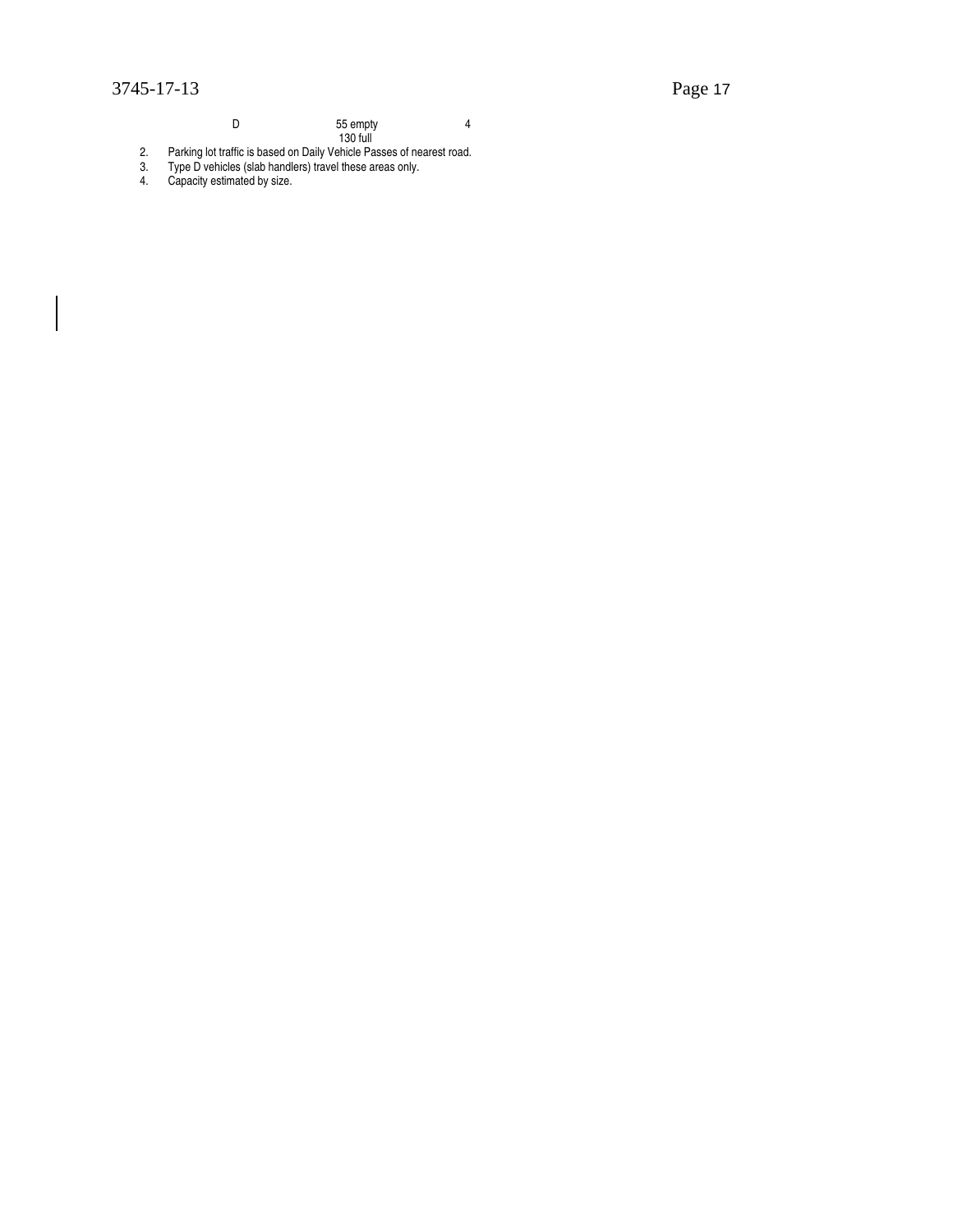| | | |
|---|---|---|
| D | 55 empty<br>130 full | 4 |

2. Parking lot traffic is based on Daily Vehicle Passes of nearest road.
3. Type D vehicles (slab handlers) travel these areas only.
4. Capacity estimated by size.